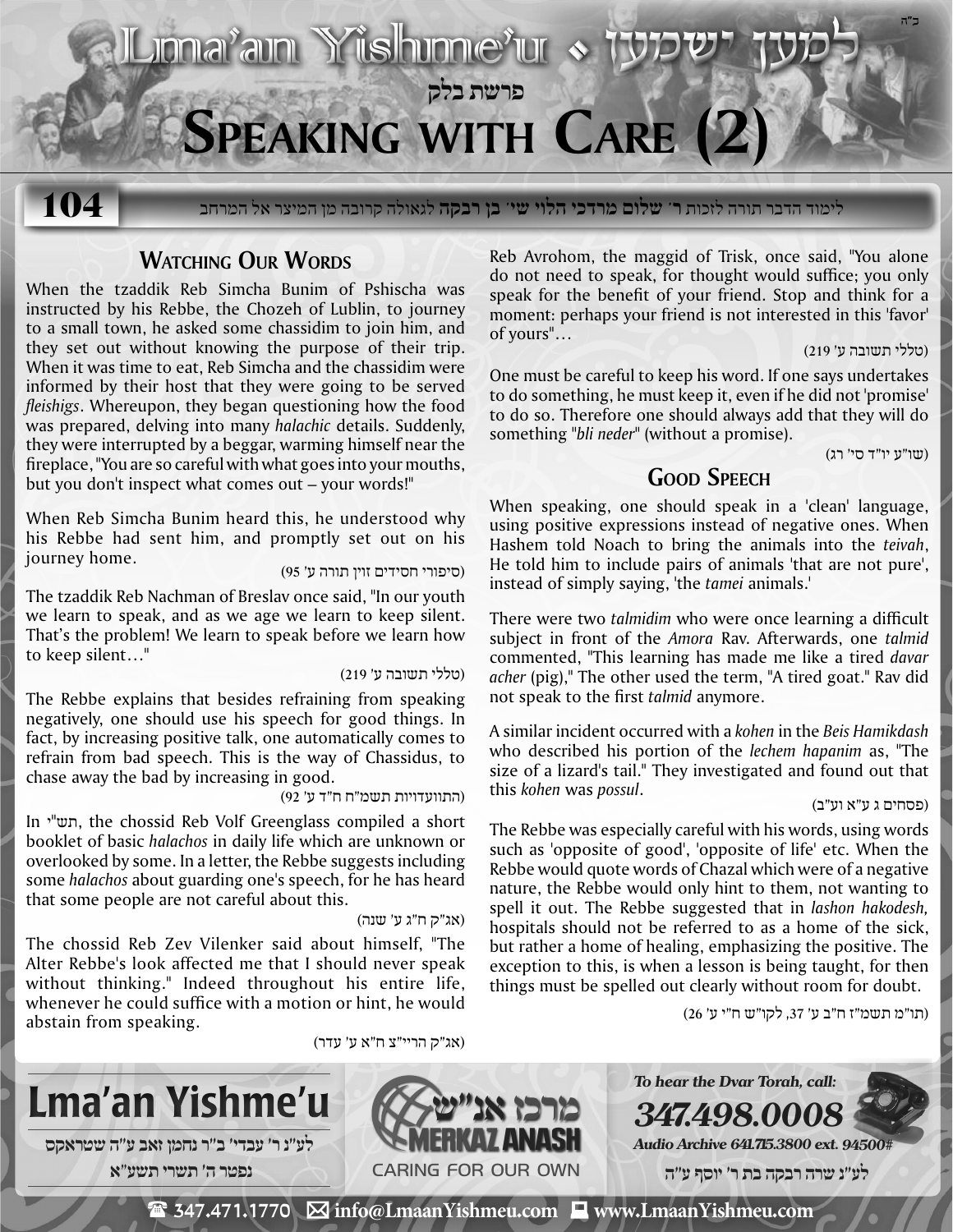בס"ד

# Lma'an Yishme'u • למען ישמעו

פרשת בלק

# Speaking with Care (2)

**104**

לימוד הדבר תורה לזכות **ר' שלום מרדכי הלוי שי' בן רבקה** לגאולה קרובה מן המיצר אל המרחב

## Watching Our Words

When the tzaddik Reb Simcha Bunim of Pshischa was instructed by his Rebbe, the Chozeh of Lublin, to journey to a small town, he asked some chassidim to join him, and they set out without knowing the purpose of their trip. When it was time to eat, Reb Simcha and the chassidim were informed by their host that they were going to be served *fleishigs*. Whereupon, they began questioning how the food was prepared, delving into many *halachic* details. Suddenly, they were interrupted by a beggar, warming himself near the fireplace, "You are so careful with what goes into your mouths, but you don't inspect what comes out – your words!"

When Reb Simcha Bunim heard this, he understood why his Rebbe had sent him, and promptly set out on his journey home.

(סיפורי חסידים זוין תורה ע' 95)

The tzaddik Reb Nachman of Breslav once said, "In our youth we learn to speak, and as we age we learn to keep silent. That's the problem! We learn to speak before we learn how to keep silent…"

(טללי תשובה ע' 219)

The Rebbe explains that besides refraining from speaking negatively, one should use his speech for good things. In fact, by increasing positive talk, one automatically comes to refrain from bad speech. This is the way of Chassidus, to chase away the bad by increasing in good.

(התוועדויות תשמ"ח ח"ד ע' 92)

In תש"י, the chossid Reb Volf Greenglass compiled a short booklet of basic *halachos* in daily life which are unknown or overlooked by some. In a letter, the Rebbe suggests including some *halachos* about guarding one's speech, for he has heard that some people are not careful about this.

(אג"ק ח"ג ע' שנה)

The chossid Reb Zev Vilenker said about himself, "The Alter Rebbe's look affected me that I should never speak without thinking." Indeed throughout his entire life, whenever he could suffice with a motion or hint, he would abstain from speaking.

(אג"ק הריי"צ ח"א ע' עדר)

Reb Avrohom, the maggid of Trisk, once said, "You alone do not need to speak, for thought would suffice; you only speak for the benefit of your friend. Stop and think for a moment: perhaps your friend is not interested in this 'favor' of yours"…

(טללי תשובה ע' 219)

One must be careful to keep his word. If one says undertakes to do something, he must keep it, even if he did not 'promise' to do so. Therefore one should always add that they will do something "*bli neder*" (without a promise).

(שו"ע יו"ד סי' רג)

## Good Speech

When speaking, one should speak in a 'clean' language, using positive expressions instead of negative ones. When Hashem told Noach to bring the animals into the *teivah*, He told him to include pairs of animals 'that are not pure', instead of simply saying, 'the *tamei* animals.'

There were two *talmidim* who were once learning a difficult subject in front of the *Amora* Rav. Afterwards, one *talmid* commented, "This learning has made me like a tired *davar acher* (pig)," The other used the term, "A tired goat." Rav did not speak to the first *talmid* anymore.

A similar incident occurred with a *kohen* in the *Beis Hamikdash* who described his portion of the *lechem hapanim* as, "The size of a lizard's tail." They investigated and found out that this *kohen* was *possul*.

(פסחים ג ע"א וע"ב)

The Rebbe was especially careful with his words, using words such as 'opposite of good', 'opposite of life' etc. When the Rebbe would quote words of Chazal which were of a negative nature, the Rebbe would only hint to them, not wanting to spell it out. The Rebbe suggested that in *lashon hakodesh,* hospitals should not be referred to as a home of the sick, but rather a home of healing, emphasizing the positive. The exception to this, is when a lesson is being taught, for then things must be spelled out clearly without room for doubt.

(תו"מ תשמ"ז ח"ב ע' 37, לקו"ש ח"י ע' 26)

**Lma'an Yishme'u**

לע"נ ר' עבדי' ב"ר נחמן זאב ע"ה שטראקס
נפטר ה' תשרי תשע"א

מרכז אנ"ש MERKAZ ANASH — CARING FOR OUR OWN

*To hear the Dvar Torah, call:* **347.498.0008**
*Audio Archive 641.715.3800 ext. 94500#*

לע"נ שרה רבקה בת ר' יוסף ע"ה

☎ 347.471.1770 ✉ info@LmaanYishmeu.com 💻 www.LmaanYishmeu.com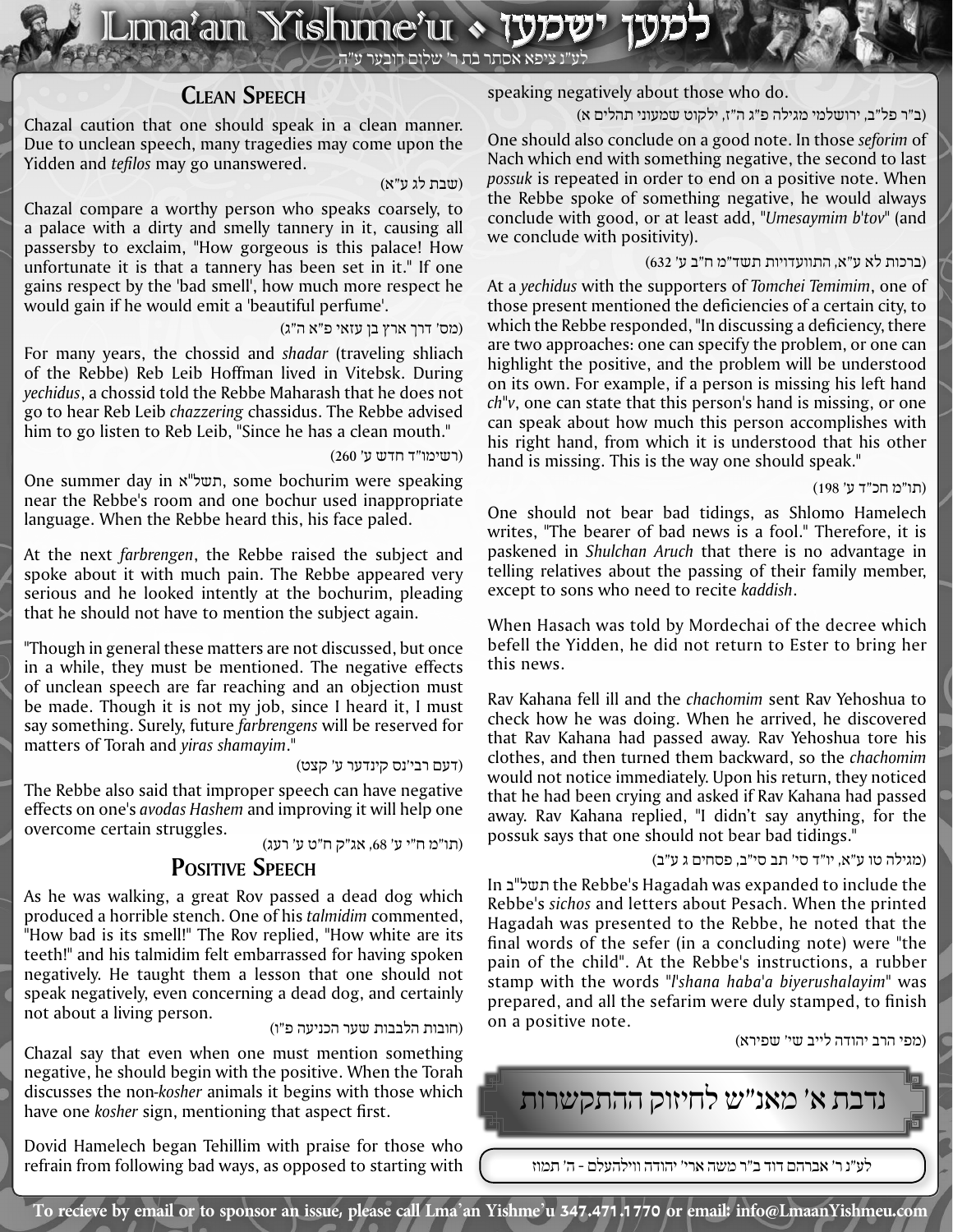## Clean Speech

Chazal caution that one should speak in a clean manner. Due to unclean speech, many tragedies may come upon the Yidden and *tefilos* may go unanswered.

(שבת לג ע"א)

Chazal compare a worthy person who speaks coarsely, to a palace with a dirty and smelly tannery in it, causing all passersby to exclaim, "How gorgeous is this palace! How unfortunate it is that a tannery has been set in it." If one gains respect by the 'bad smell', how much more respect he would gain if he would emit a 'beautiful perfume'.

(מס' דרך ארץ בן עזאי פ"א ה"ג)

For many years, the chossid and *shadar* (traveling shliach of the Rebbe) Reb Leib Hoffman lived in Vitebsk. During *yechidus*, a chossid told the Rebbe Maharash that he does not go to hear Reb Leib *chazzering* chassidus. The Rebbe advised him to go listen to Reb Leib, "Since he has a clean mouth."

(רשימו"ד חדש ע' 260)

One summer day in תשל"א, some bochurim were speaking near the Rebbe's room and one bochur used inappropriate language. When the Rebbe heard this, his face paled.

At the next *farbrengen*, the Rebbe raised the subject and spoke about it with much pain. The Rebbe appeared very serious and he looked intently at the bochurim, pleading that he should not have to mention the subject again.

"Though in general these matters are not discussed, but once in a while, they must be mentioned. The negative effects of unclean speech are far reaching and an objection must be made. Though it is not my job, since I heard it, I must say something. Surely, future *farbrengens* will be reserved for matters of Torah and *yiras shamayim*."

(דעם רבי'נס קינדער ע' קצט)

The Rebbe also said that improper speech can have negative effects on one's *avodas Hashem* and improving it will help one overcome certain struggles.

(תו"מ ח"י ע' 68, אג"ק ח"ט ע' רעג)

## Positive Speech

As he was walking, a great Rov passed a dead dog which produced a horrible stench. One of his *talmidim* commented, "How bad is its smell!" The Rov replied, "How white are its teeth!" and his talmidim felt embarrassed for having spoken negatively. He taught them a lesson that one should not speak negatively, even concerning a dead dog, and certainly not about a living person.

(חובות הלבבות שער הכניעה פ"ו)

Chazal say that even when one must mention something negative, he should begin with the positive. When the Torah discusses the non-*kosher* animals it begins with those which have one *kosher* sign, mentioning that aspect first.

Dovid Hamelech began Tehillim with praise for those who refrain from following bad ways, as opposed to starting with speaking negatively about those who do.

(ב"ר פל"ב, ירושלמי מגילה פ"ג ה"ז, ילקוט שמעוני תהלים א)

One should also conclude on a good note. In those *seforim* of Nach which end with something negative, the second to last *possuk* is repeated in order to end on a positive note. When the Rebbe spoke of something negative, he would always conclude with good, or at least add, "*Umesaymim b'tov*" (and we conclude with positivity).

(ברכות לא ע"א, התוועדויות תשד"מ ח"ב ע' 632)

At a *yechidus* with the supporters of *Tomchei Temimim*, one of those present mentioned the deficiencies of a certain city, to which the Rebbe responded, "In discussing a deficiency, there are two approaches: one can specify the problem, or one can highlight the positive, and the problem will be understood on its own. For example, if a person is missing his left hand *ch"v*, one can state that this person's hand is missing, or one can speak about how much this person accomplishes with his right hand, from which it is understood that his other hand is missing. This is the way one should speak."

(תו"מ חכ"ד ע' 198)

One should not bear bad tidings, as Shlomo Hamelech writes, "The bearer of bad news is a fool." Therefore, it is paskened in *Shulchan Aruch* that there is no advantage in telling relatives about the passing of their family member, except to sons who need to recite *kaddish*.

When Hasach was told by Mordechai of the decree which befell the Yidden, he did not return to Ester to bring her this news.

Rav Kahana fell ill and the *chachomim* sent Rav Yehoshua to check how he was doing. When he arrived, he discovered that Rav Kahana had passed away. Rav Yehoshua tore his clothes, and then turned them backward, so the *chachomim* would not notice immediately. Upon his return, they noticed that he had been crying and asked if Rav Kahana had passed away. Rav Kahana replied, "I didn't say anything, for the possuk says that one should not bear bad tidings."

(מגילה טו ע"א, יו"ד סי' תב סי"ב, פסחים ג ע"ב)

In תשל"ב the Rebbe's Hagadah was expanded to include the Rebbe's *sichos* and letters about Pesach. When the printed Hagadah was presented to the Rebbe, he noted that the final words of the sefer (in a concluding note) were "the pain of the child". At the Rebbe's instructions, a rubber stamp with the words "*l'shana haba'a biyerushalayim*" was prepared, and all the sefarim were duly stamped, to finish on a positive note.

(מפי הרב יהודה לייב שי' שפירא)

נדבת א' מאנ"ש לחיזוק ההתקשרות

לע"נ ר' אברהם דוד ב"ר משה ארי' יהודה ווילהעלם - ה' תמוז